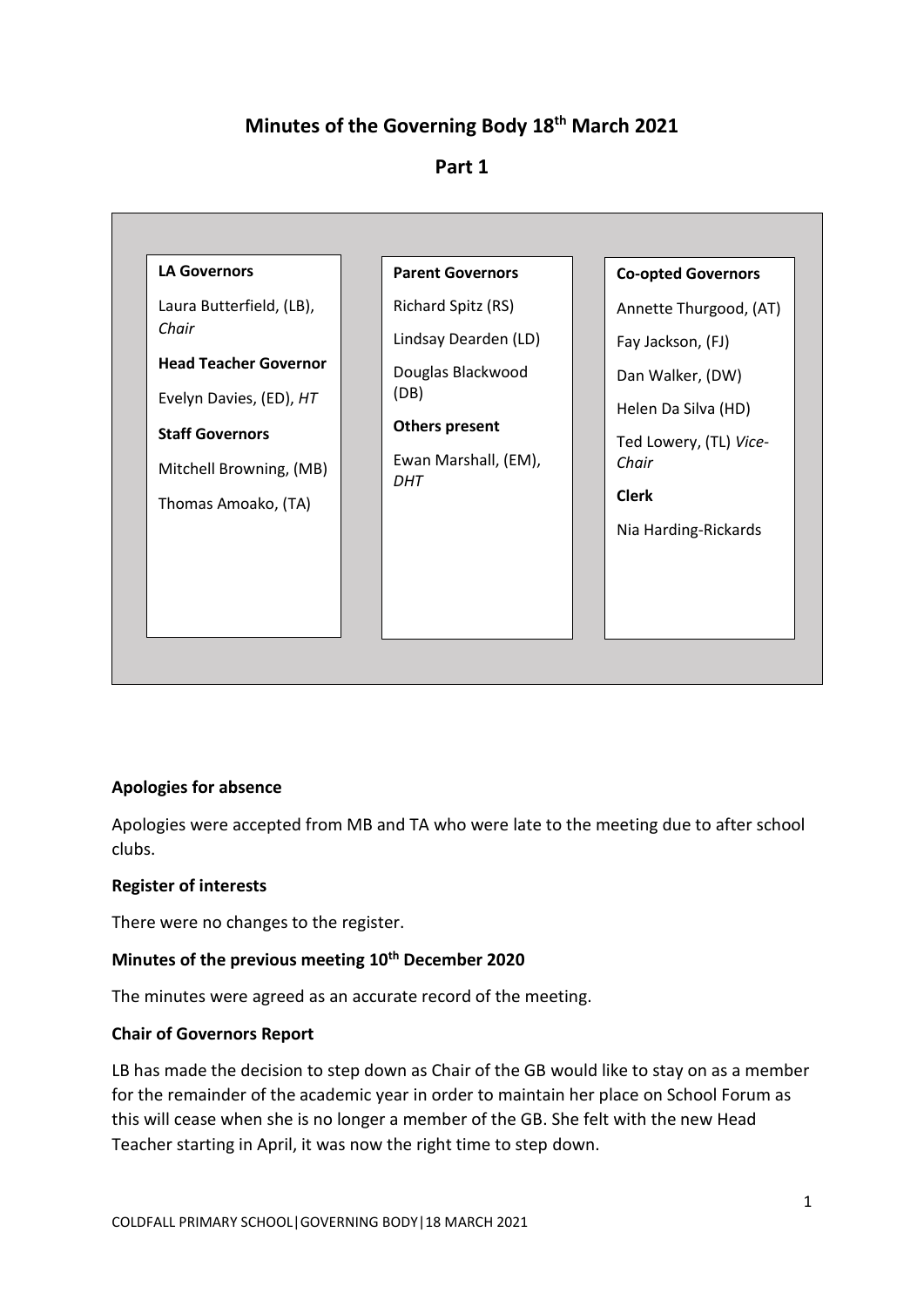# Minutes of the Governing Body 18th March 2021

## Part 1

**LA Governors**

Laura Butterfield, (LB), *Chair*

**Head Teacher Governor**

Evelyn Davies, (ED), *HT*

**Staff Governors**

Mitchell Browning, (MB)

Thomas Amoako, (TA)

**Parent Governors**

Richard Spitz (RS)

Lindsay Dearden (LD)

Douglas Blackwood (DB)

**Others present**

Ewan Marshall, (EM), *DHT*

**Co-opted Governors**

Annette Thurgood, (AT)

Fay Jackson, (FJ)

Dan Walker, (DW)

Helen Da Silva (HD)

Ted Lowery, (TL) *Vice-Chair*

**Clerk**

Nia Harding-Rickards

### Apologies for absence

Apologies were accepted from MB and TA who were late to the meeting due to after school clubs.

### Register of interests

There were no changes to the register.

### Minutes of the previous meeting 10th December 2020

The minutes were agreed as an accurate record of the meeting.

### Chair of Governors Report

LB has made the decision to step down as Chair of the GB would like to stay on as a member for the remainder of the academic year in order to maintain her place on School Forum as this will cease when she is no longer a member of the GB. She felt with the new Head Teacher starting in April, it was now the right time to step down.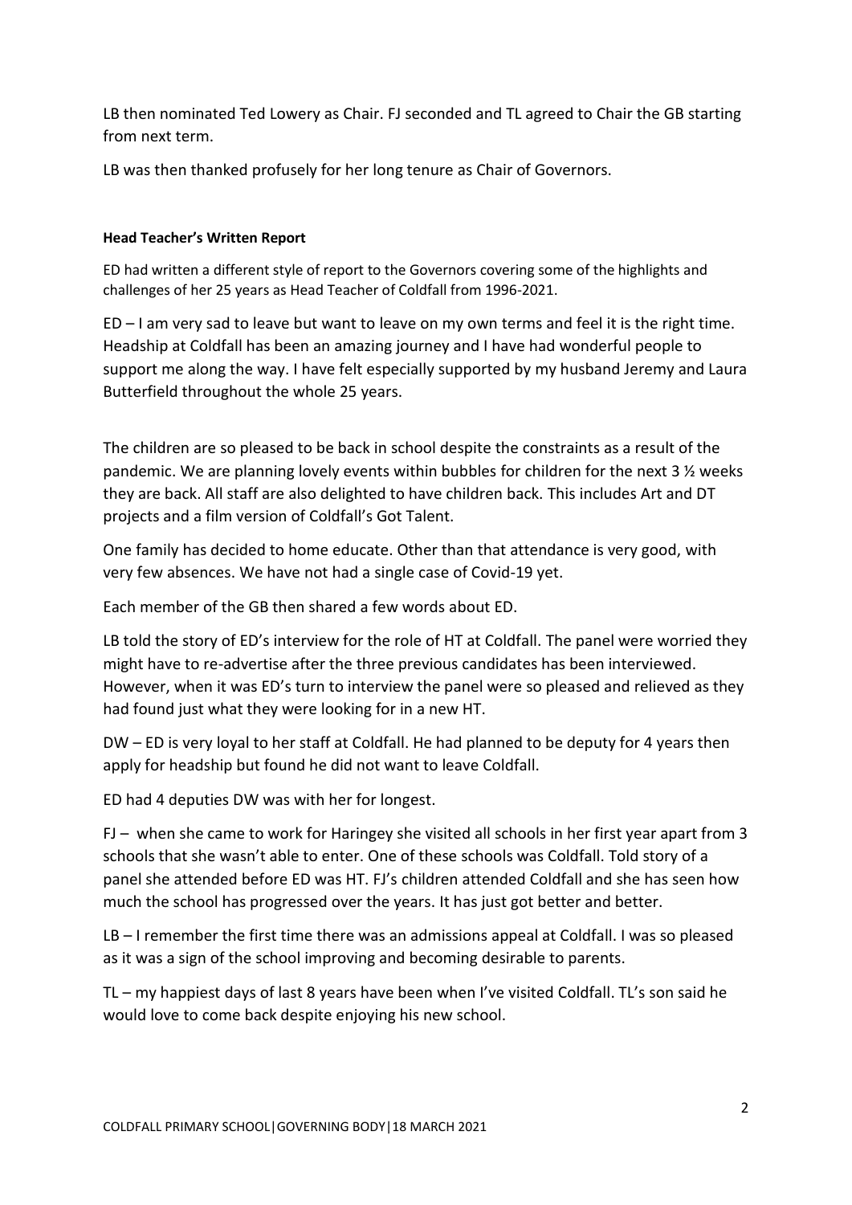LB then nominated Ted Lowery as Chair. FJ seconded and TL agreed to Chair the GB starting from next term.

LB was then thanked profusely for her long tenure as Chair of Governors.

**Head Teacher's Written Report**

ED had written a different style of report to the Governors covering some of the highlights and challenges of her 25 years as Head Teacher of Coldfall from 1996-2021.

ED – I am very sad to leave but want to leave on my own terms and feel it is the right time. Headship at Coldfall has been an amazing journey and I have had wonderful people to support me along the way. I have felt especially supported by my husband Jeremy and Laura Butterfield throughout the whole 25 years.

The children are so pleased to be back in school despite the constraints as a result of the pandemic. We are planning lovely events within bubbles for children for the next 3 ½ weeks they are back. All staff are also delighted to have children back. This includes Art and DT projects and a film version of Coldfall's Got Talent.

One family has decided to home educate. Other than that attendance is very good, with very few absences. We have not had a single case of Covid-19 yet.

Each member of the GB then shared a few words about ED.

LB told the story of ED's interview for the role of HT at Coldfall. The panel were worried they might have to re-advertise after the three previous candidates has been interviewed. However, when it was ED's turn to interview the panel were so pleased and relieved as they had found just what they were looking for in a new HT.

DW – ED is very loyal to her staff at Coldfall. He had planned to be deputy for 4 years then apply for headship but found he did not want to leave Coldfall.

ED had 4 deputies DW was with her for longest.

FJ – when she came to work for Haringey she visited all schools in her first year apart from 3 schools that she wasn't able to enter. One of these schools was Coldfall. Told story of a panel she attended before ED was HT. FJ's children attended Coldfall and she has seen how much the school has progressed over the years. It has just got better and better.

LB – I remember the first time there was an admissions appeal at Coldfall. I was so pleased as it was a sign of the school improving and becoming desirable to parents.

TL – my happiest days of last 8 years have been when I've visited Coldfall. TL's son said he would love to come back despite enjoying his new school.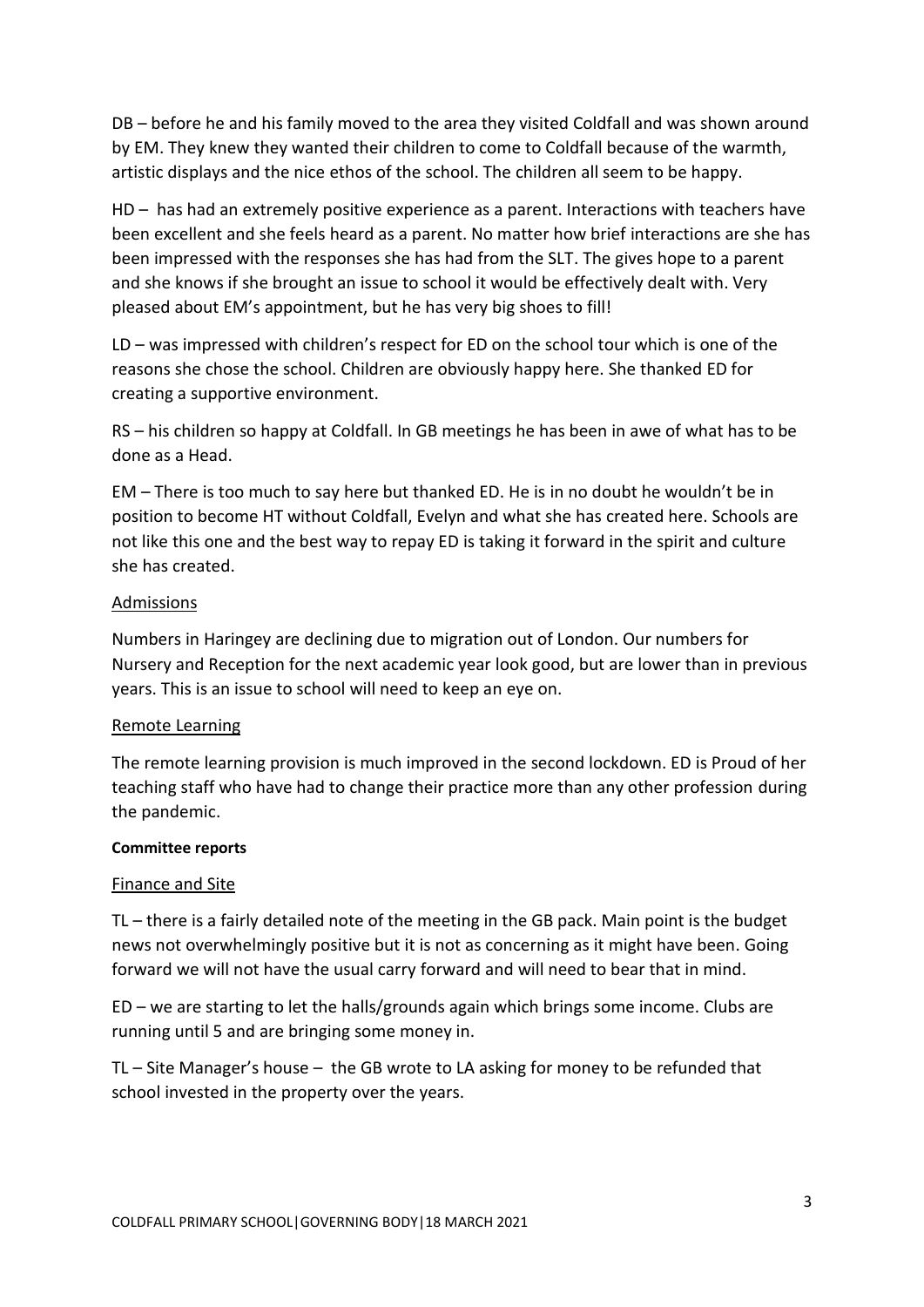DB – before he and his family moved to the area they visited Coldfall and was shown around by EM. They knew they wanted their children to come to Coldfall because of the warmth, artistic displays and the nice ethos of the school. The children all seem to be happy.

HD – has had an extremely positive experience as a parent. Interactions with teachers have been excellent and she feels heard as a parent. No matter how brief interactions are she has been impressed with the responses she has had from the SLT. The gives hope to a parent and she knows if she brought an issue to school it would be effectively dealt with. Very pleased about EM's appointment, but he has very big shoes to fill!

LD – was impressed with children's respect for ED on the school tour which is one of the reasons she chose the school. Children are obviously happy here. She thanked ED for creating a supportive environment.

RS – his children so happy at Coldfall. In GB meetings he has been in awe of what has to be done as a Head.

EM – There is too much to say here but thanked ED. He is in no doubt he wouldn't be in position to become HT without Coldfall, Evelyn and what she has created here. Schools are not like this one and the best way to repay ED is taking it forward in the spirit and culture she has created.

<u>Admissions</u>

Numbers in Haringey are declining due to migration out of London. Our numbers for Nursery and Reception for the next academic year look good, but are lower than in previous years. This is an issue to school will need to keep an eye on.

<u>Remote Learning</u>

The remote learning provision is much improved in the second lockdown. ED is Proud of her teaching staff who have had to change their practice more than any other profession during the pandemic.

**Committee reports**

<u>Finance and Site</u>

TL – there is a fairly detailed note of the meeting in the GB pack. Main point is the budget news not overwhelmingly positive but it is not as concerning as it might have been. Going forward we will not have the usual carry forward and will need to bear that in mind.

ED – we are starting to let the halls/grounds again which brings some income. Clubs are running until 5 and are bringing some money in.

TL – Site Manager's house – the GB wrote to LA asking for money to be refunded that school invested in the property over the years.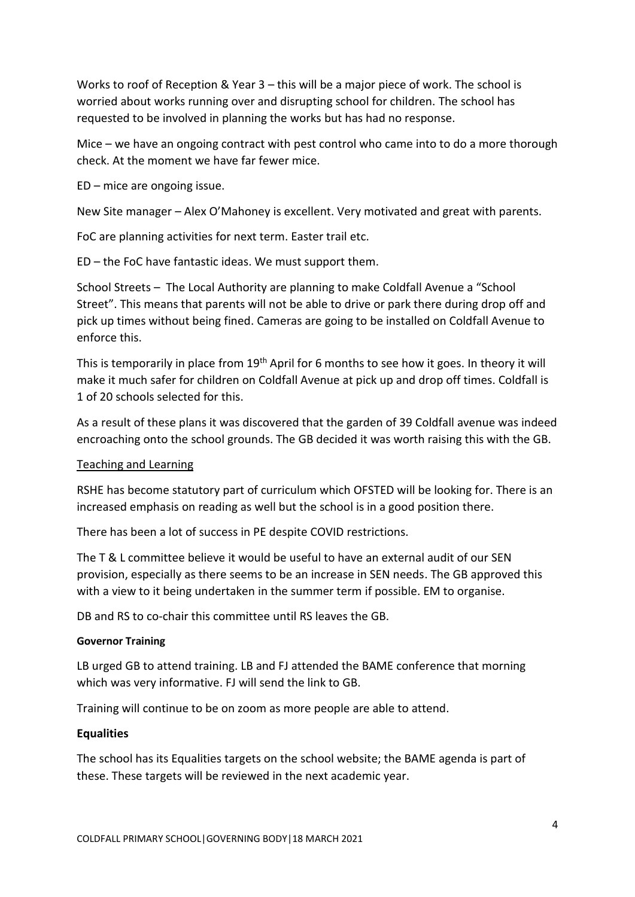Works to roof of Reception & Year 3 – this will be a major piece of work. The school is worried about works running over and disrupting school for children. The school has requested to be involved in planning the works but has had no response.

Mice – we have an ongoing contract with pest control who came into to do a more thorough check. At the moment we have far fewer mice.

ED – mice are ongoing issue.

New Site manager – Alex O'Mahoney is excellent. Very motivated and great with parents.

FoC are planning activities for next term. Easter trail etc.

ED – the FoC have fantastic ideas. We must support them.

School Streets – The Local Authority are planning to make Coldfall Avenue a "School Street". This means that parents will not be able to drive or park there during drop off and pick up times without being fined. Cameras are going to be installed on Coldfall Avenue to enforce this.

This is temporarily in place from 19th April for 6 months to see how it goes. In theory it will make it much safer for children on Coldfall Avenue at pick up and drop off times. Coldfall is 1 of 20 schools selected for this.

As a result of these plans it was discovered that the garden of 39 Coldfall avenue was indeed encroaching onto the school grounds. The GB decided it was worth raising this with the GB.

<u>Teaching and Learning</u>

RSHE has become statutory part of curriculum which OFSTED will be looking for. There is an increased emphasis on reading as well but the school is in a good position there.

There has been a lot of success in PE despite COVID restrictions.

The T & L committee believe it would be useful to have an external audit of our SEN provision, especially as there seems to be an increase in SEN needs. The GB approved this with a view to it being undertaken in the summer term if possible. EM to organise.

DB and RS to co-chair this committee until RS leaves the GB.

**Governor Training**

LB urged GB to attend training. LB and FJ attended the BAME conference that morning which was very informative. FJ will send the link to GB.

Training will continue to be on zoom as more people are able to attend.

**Equalities**

The school has its Equalities targets on the school website; the BAME agenda is part of these. These targets will be reviewed in the next academic year.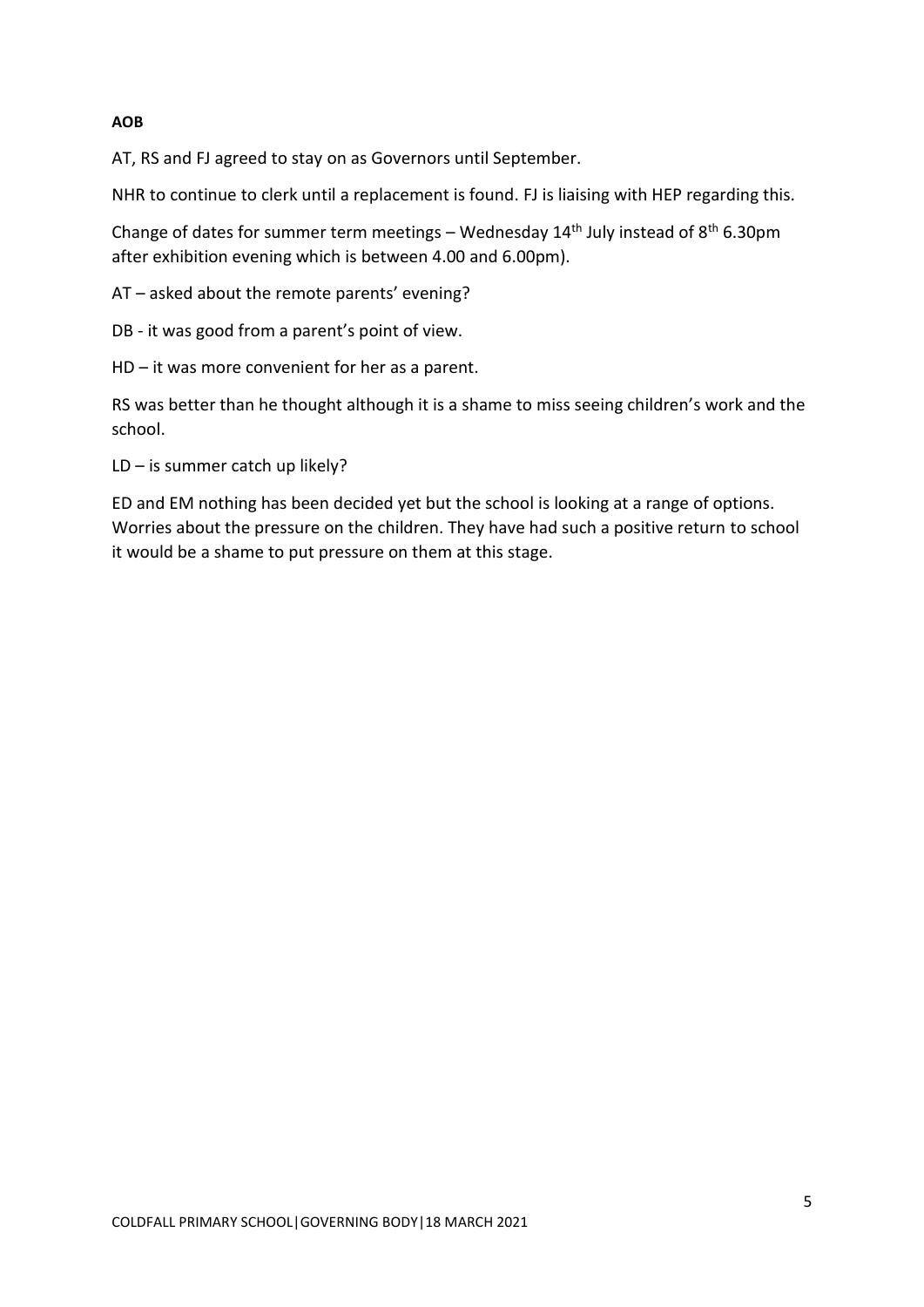**AOB**

AT, RS and FJ agreed to stay on as Governors until September.

NHR to continue to clerk until a replacement is found. FJ is liaising with HEP regarding this.

Change of dates for summer term meetings – Wednesday 14th July instead of 8th 6.30pm after exhibition evening which is between 4.00 and 6.00pm).

AT – asked about the remote parents' evening?

DB - it was good from a parent's point of view.

HD – it was more convenient for her as a parent.

RS was better than he thought although it is a shame to miss seeing children's work and the school.

LD – is summer catch up likely?

ED and EM nothing has been decided yet but the school is looking at a range of options. Worries about the pressure on the children. They have had such a positive return to school it would be a shame to put pressure on them at this stage.